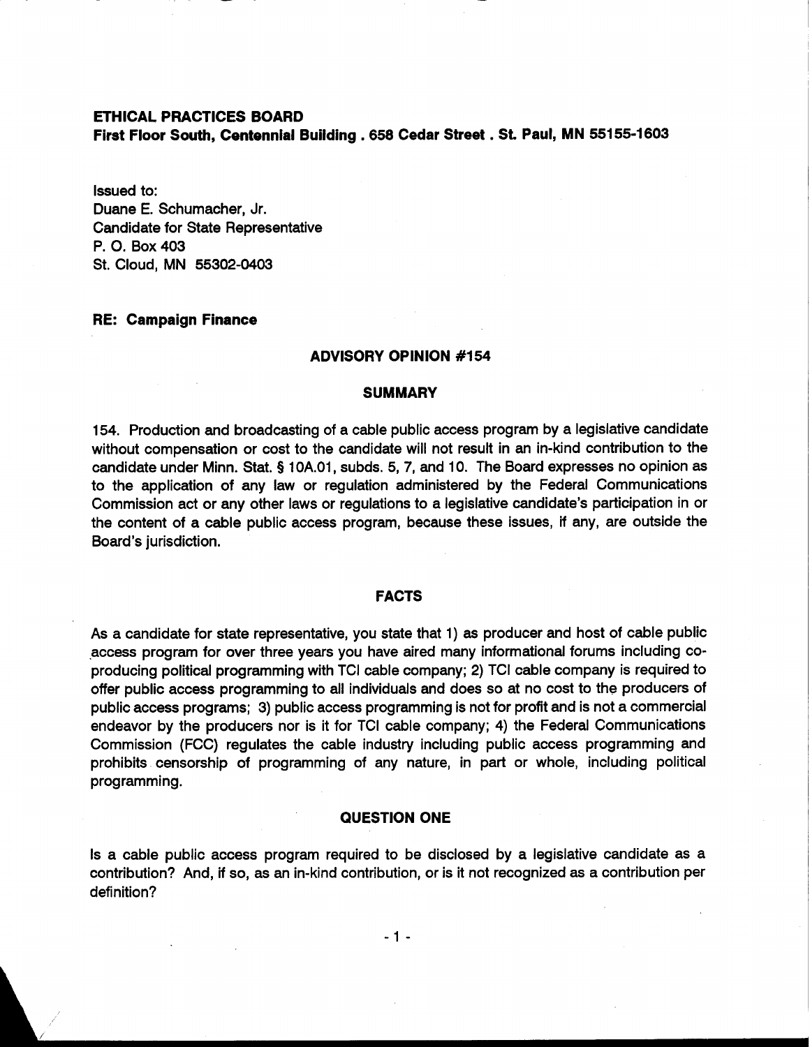**ETHICAL PRACTICES BOARD**
**First Floor South, Centennial Building . 658 Cedar Street . St. Paul, MN 55155-1603**

Issued to:
Duane E. Schumacher, Jr.
Candidate for State Representative
P. O. Box 403
St. Cloud, MN 55302-0403

**RE: Campaign Finance**

## ADVISORY OPINION #154

### SUMMARY

154. Production and broadcasting of a cable public access program by a legislative candidate without compensation or cost to the candidate will not result in an in-kind contribution to the candidate under Minn. Stat. § 10A.01, subds. 5, 7, and 10. The Board expresses no opinion as to the application of any law or regulation administered by the Federal Communications Commission act or any other laws or regulations to a legislative candidate's participation in or the content of a cable public access program, because these issues, if any, are outside the Board's jurisdiction.

### FACTS

As a candidate for state representative, you state that 1) as producer and host of cable public access program for over three years you have aired many informational forums including co-producing political programming with TCI cable company; 2) TCI cable company is required to offer public access programming to all individuals and does so at no cost to the producers of public access programs; 3) public access programming is not for profit and is not a commercial endeavor by the producers nor is it for TCI cable company; 4) the Federal Communications Commission (FCC) regulates the cable industry including public access programming and prohibits censorship of programming of any nature, in part or whole, including political programming.

### QUESTION ONE

Is a cable public access program required to be disclosed by a legislative candidate as a contribution? And, if so, as an in-kind contribution, or is it not recognized as a contribution per definition?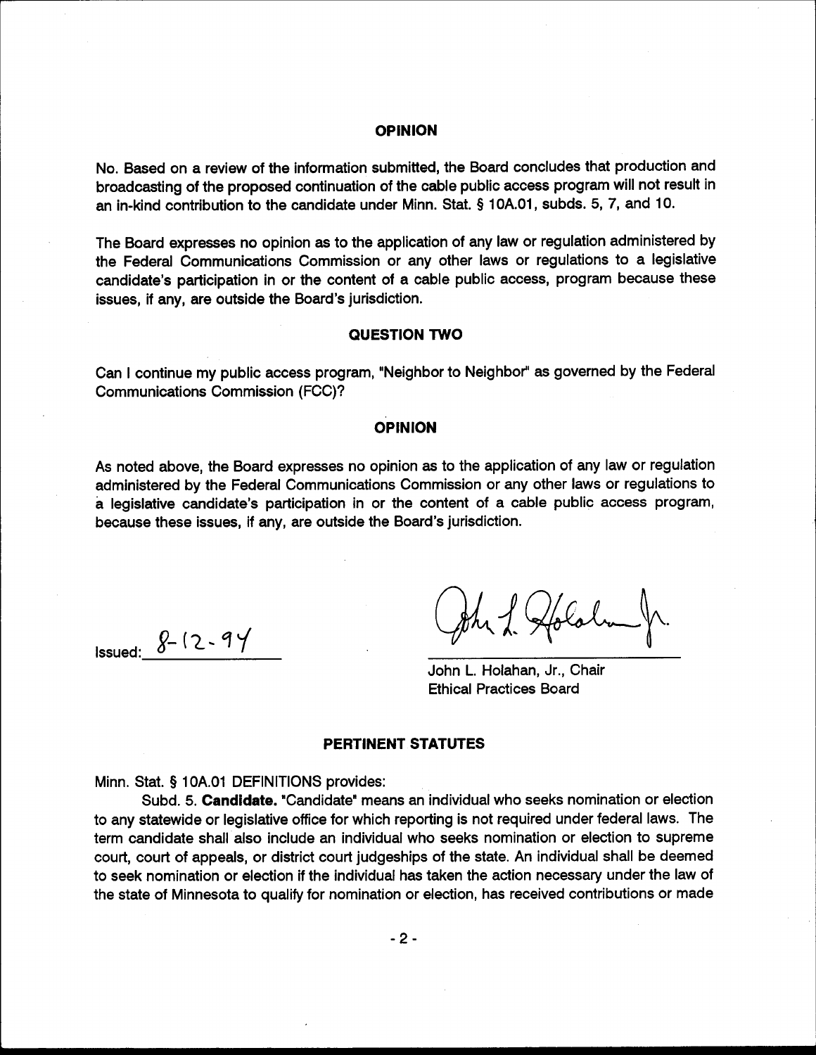## OPINION

No. Based on a review of the information submitted, the Board concludes that production and broadcasting of the proposed continuation of the cable public access program will not result in an in-kind contribution to the candidate under Minn. Stat. § 10A.01, subds. 5, 7, and 10.

The Board expresses no opinion as to the application of any law or regulation administered by the Federal Communications Commission or any other laws or regulations to a legislative candidate's participation in or the content of a cable public access, program because these issues, if any, are outside the Board's jurisdiction.

## QUESTION TWO

Can I continue my public access program, "Neighbor to Neighbor" as governed by the Federal Communications Commission (FCC)?

## OPINION

As noted above, the Board expresses no opinion as to the application of any law or regulation administered by the Federal Communications Commission or any other laws or regulations to a legislative candidate's participation in or the content of a cable public access program, because these issues, if any, are outside the Board's jurisdiction.

Issued: 8-12-94

John L. Holahan, Jr., Chair
Ethical Practices Board

## PERTINENT STATUTES

Minn. Stat. § 10A.01 DEFINITIONS provides:

Subd. 5. **Candidate.** "Candidate" means an individual who seeks nomination or election to any statewide or legislative office for which reporting is not required under federal laws. The term candidate shall also include an individual who seeks nomination or election to supreme court, court of appeals, or district court judgeships of the state. An individual shall be deemed to seek nomination or election if the individual has taken the action necessary under the law of the state of Minnesota to qualify for nomination or election, has received contributions or made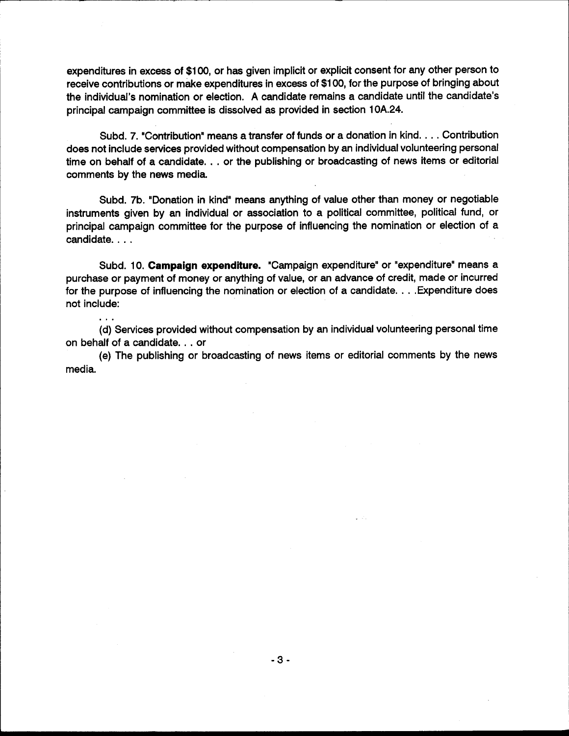expenditures in excess of $100, or has given implicit or explicit consent for any other person to receive contributions or make expenditures in excess of $100, for the purpose of bringing about the individual's nomination or election. A candidate remains a candidate until the candidate's principal campaign committee is dissolved as provided in section 10A.24.

Subd. 7. "Contribution" means a transfer of funds or a donation in kind. . . . Contribution does not include services provided without compensation by an individual volunteering personal time on behalf of a candidate. . . or the publishing or broadcasting of news items or editorial comments by the news media.

Subd. 7b. "Donation in kind" means anything of value other than money or negotiable instruments given by an individual or association to a political committee, political fund, or principal campaign committee for the purpose of influencing the nomination or election of a candidate. . . .

Subd. 10. **Campaign expenditure.** "Campaign expenditure" or "expenditure" means a purchase or payment of money or anything of value, or an advance of credit, made or incurred for the purpose of influencing the nomination or election of a candidate. . . .Expenditure does not include:

. . .

(d) Services provided without compensation by an individual volunteering personal time on behalf of a candidate. . . or

(e) The publishing or broadcasting of news items or editorial comments by the news media.